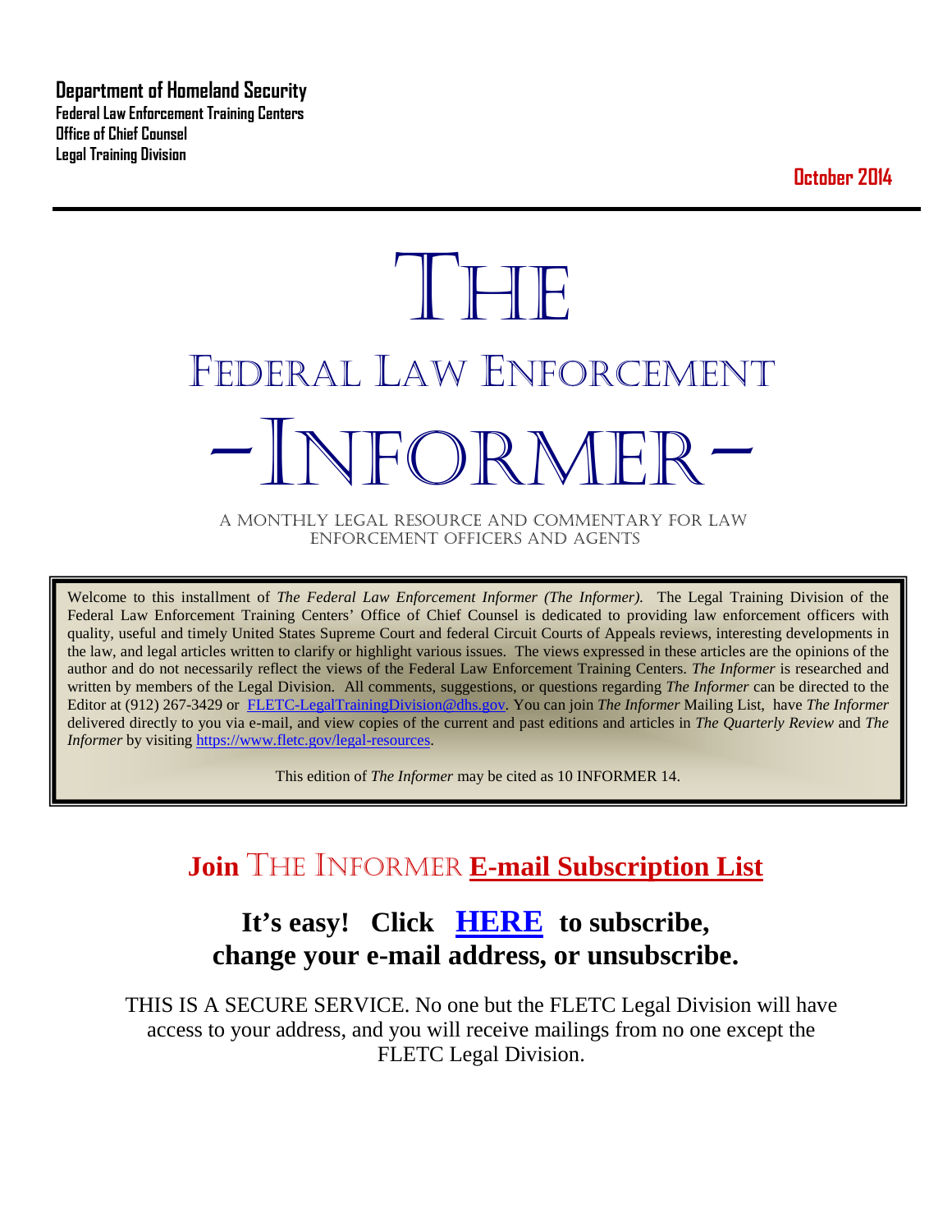**Department of Homeland Security**
**Federal Law Enforcement Training Centers**
**Office of Chief Counsel**
**Legal Training Division**

**October 2014**

# THE
# FEDERAL LAW ENFORCEMENT
# -INFORMER-

A MONTHLY LEGAL RESOURCE AND COMMENTARY FOR LAW ENFORCEMENT OFFICERS AND AGENTS

Welcome to this installment of *The Federal Law Enforcement Informer (The Informer).* The Legal Training Division of the Federal Law Enforcement Training Centers' Office of Chief Counsel is dedicated to providing law enforcement officers with quality, useful and timely United States Supreme Court and federal Circuit Courts of Appeals reviews, interesting developments in the law, and legal articles written to clarify or highlight various issues. The views expressed in these articles are the opinions of the author and do not necessarily reflect the views of the Federal Law Enforcement Training Centers. *The Informer* is researched and written by members of the Legal Division. All comments, suggestions, or questions regarding *The Informer* can be directed to the Editor at (912) 267-3429 or FLETC-LegalTrainingDivision@dhs.gov. You can join *The Informer* Mailing List, have *The Informer* delivered directly to you via e-mail, and view copies of the current and past editions and articles in *The Quarterly Review* and *The Informer* by visiting https://www.fletc.gov/legal-resources.

This edition of *The Informer* may be cited as 10 INFORMER 14.

## Join THE INFORMER E-mail Subscription List

## It's easy! Click HERE to subscribe, change your e-mail address, or unsubscribe.

THIS IS A SECURE SERVICE. No one but the FLETC Legal Division will have access to your address, and you will receive mailings from no one except the FLETC Legal Division.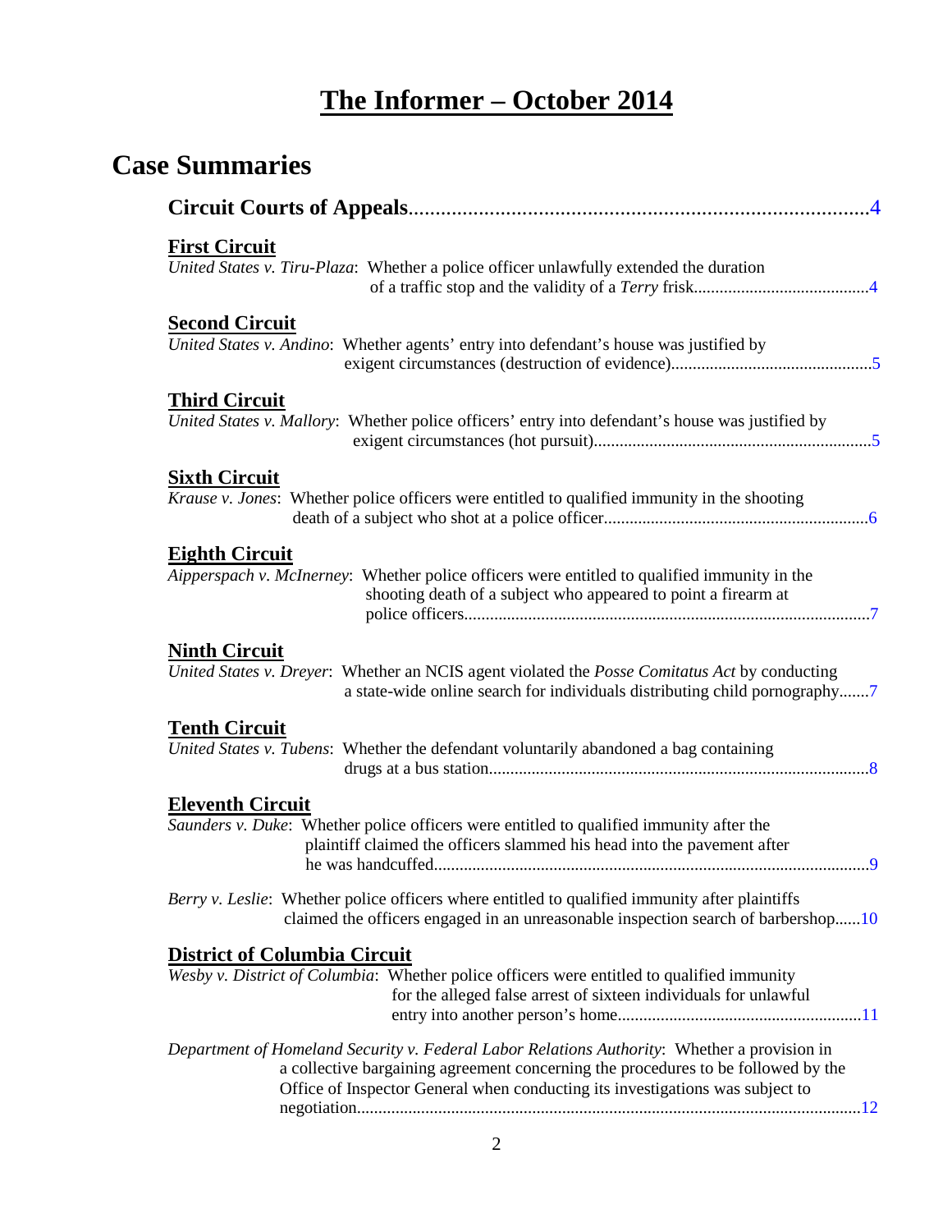# The Informer – October 2014

## Case Summaries

**Circuit Courts of Appeals**......................................................................................4

**First Circuit**

*United States v. Tiru-Plaza*: Whether a police officer unlawfully extended the duration of a traffic stop and the validity of a *Terry* frisk.........................................4

**Second Circuit**

*United States v. Andino*: Whether agents' entry into defendant's house was justified by exigent circumstances (destruction of evidence)...............................................5

**Third Circuit**

*United States v. Mallory*: Whether police officers' entry into defendant's house was justified by exigent circumstances (hot pursuit).................................................................5

**Sixth Circuit**

*Krause v. Jones*: Whether police officers were entitled to qualified immunity in the shooting death of a subject who shot at a police officer.............................................................6

**Eighth Circuit**

*Aipperspach v. McInerney*: Whether police officers were entitled to qualified immunity in the shooting death of a subject who appeared to point a firearm at police officers...............................................................................................7

**Ninth Circuit**

*United States v. Dreyer*: Whether an NCIS agent violated the *Posse Comitatus Act* by conducting a state-wide online search for individuals distributing child pornography.......7

**Tenth Circuit**

*United States v. Tubens*: Whether the defendant voluntarily abandoned a bag containing drugs at a bus station.........................................................................................8

**Eleventh Circuit**

*Saunders v. Duke*: Whether police officers were entitled to qualified immunity after the plaintiff claimed the officers slammed his head into the pavement after he was handcuffed......................................................................................................9

*Berry v. Leslie*: Whether police officers where entitled to qualified immunity after plaintiffs claimed the officers engaged in an unreasonable inspection search of barbershop......10

**District of Columbia Circuit**

*Wesby v. District of Columbia*: Whether police officers were entitled to qualified immunity for the alleged false arrest of sixteen individuals for unlawful entry into another person's home.........................................................11

*Department of Homeland Security v. Federal Labor Relations Authority*: Whether a provision in a collective bargaining agreement concerning the procedures to be followed by the Office of Inspector General when conducting its investigations was subject to negotiation......................................................................................................................12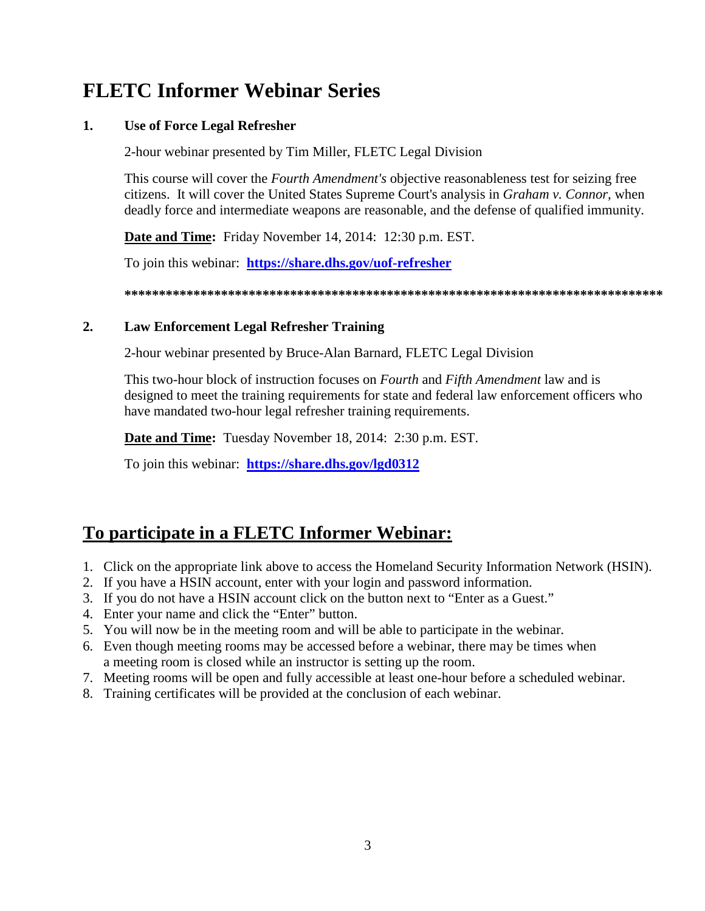# FLETC Informer Webinar Series

## 1. Use of Force Legal Refresher

2-hour webinar presented by Tim Miller, FLETC Legal Division

This course will cover the *Fourth Amendment's* objective reasonableness test for seizing free citizens. It will cover the United States Supreme Court's analysis in *Graham v. Connor*, when deadly force and intermediate weapons are reasonable, and the defense of qualified immunity.

**Date and Time:** Friday November 14, 2014: 12:30 p.m. EST.

To join this webinar: **[https://share.dhs.gov/uof-refresher](https://share.dhs.gov/uof-refresher)**

**\*\*\*\*\*\*\*\*\*\*\*\*\*\*\*\*\*\*\*\*\*\*\*\*\*\*\*\*\*\*\*\*\*\*\*\*\*\*\*\*\*\*\*\*\*\*\*\*\*\*\*\*\*\*\*\*\*\*\*\*\*\*\*\*\*\*\*\*\*\*\*\*\*\*\*\*\*\*\***

## 2. Law Enforcement Legal Refresher Training

2-hour webinar presented by Bruce-Alan Barnard, FLETC Legal Division

This two-hour block of instruction focuses on *Fourth* and *Fifth Amendment* law and is designed to meet the training requirements for state and federal law enforcement officers who have mandated two-hour legal refresher training requirements.

**Date and Time:** Tuesday November 18, 2014: 2:30 p.m. EST.

To join this webinar: **[https://share.dhs.gov/lgd0312](https://share.dhs.gov/lgd0312)**

# To participate in a FLETC Informer Webinar:

1. Click on the appropriate link above to access the Homeland Security Information Network (HSIN).
2. If you have a HSIN account, enter with your login and password information.
3. If you do not have a HSIN account click on the button next to "Enter as a Guest."
4. Enter your name and click the "Enter" button.
5. You will now be in the meeting room and will be able to participate in the webinar.
6. Even though meeting rooms may be accessed before a webinar, there may be times when a meeting room is closed while an instructor is setting up the room.
7. Meeting rooms will be open and fully accessible at least one-hour before a scheduled webinar.
8. Training certificates will be provided at the conclusion of each webinar.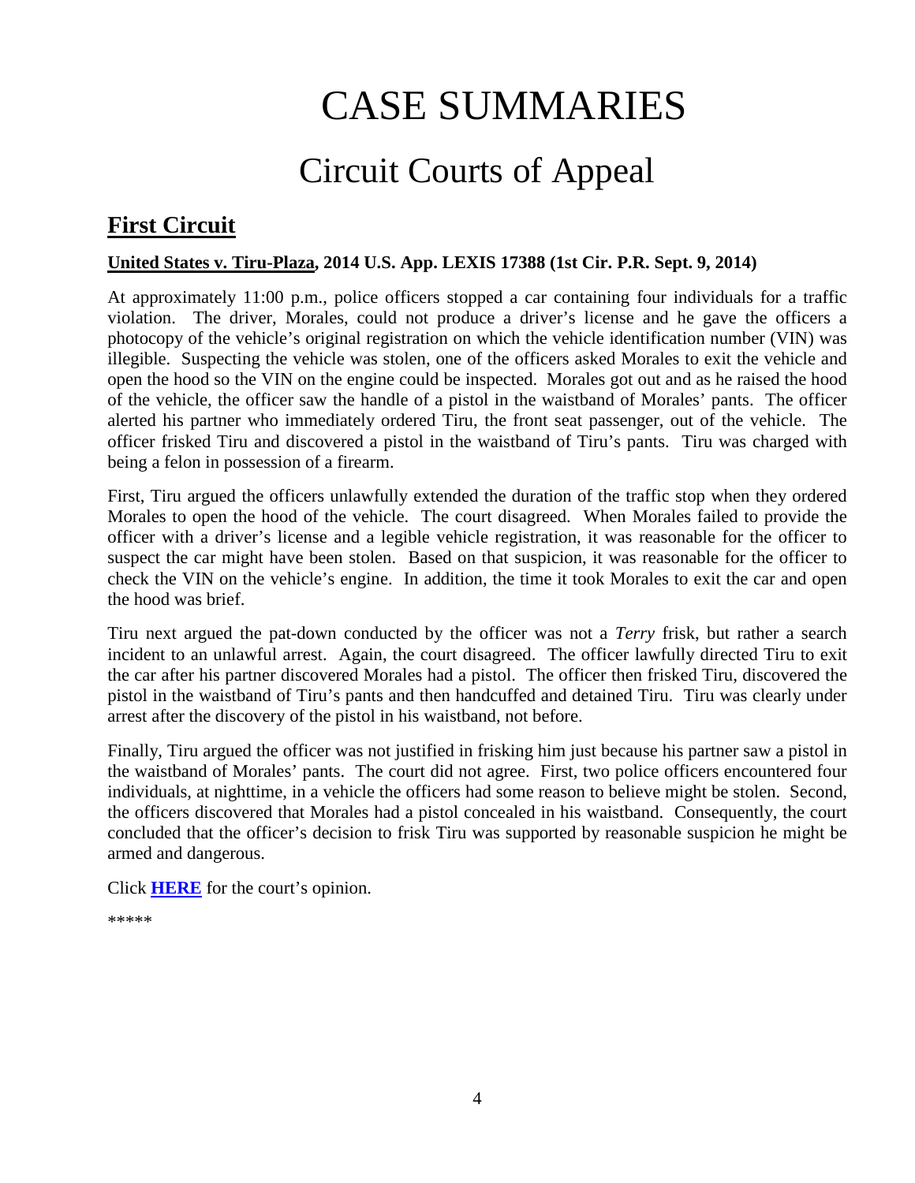# CASE SUMMARIES

## Circuit Courts of Appeal

### First Circuit

**United States v. Tiru-Plaza, 2014 U.S. App. LEXIS 17388 (1st Cir. P.R. Sept. 9, 2014)**

At approximately 11:00 p.m., police officers stopped a car containing four individuals for a traffic violation. The driver, Morales, could not produce a driver's license and he gave the officers a photocopy of the vehicle's original registration on which the vehicle identification number (VIN) was illegible. Suspecting the vehicle was stolen, one of the officers asked Morales to exit the vehicle and open the hood so the VIN on the engine could be inspected. Morales got out and as he raised the hood of the vehicle, the officer saw the handle of a pistol in the waistband of Morales' pants. The officer alerted his partner who immediately ordered Tiru, the front seat passenger, out of the vehicle. The officer frisked Tiru and discovered a pistol in the waistband of Tiru's pants. Tiru was charged with being a felon in possession of a firearm.

First, Tiru argued the officers unlawfully extended the duration of the traffic stop when they ordered Morales to open the hood of the vehicle. The court disagreed. When Morales failed to provide the officer with a driver's license and a legible vehicle registration, it was reasonable for the officer to suspect the car might have been stolen. Based on that suspicion, it was reasonable for the officer to check the VIN on the vehicle's engine. In addition, the time it took Morales to exit the car and open the hood was brief.

Tiru next argued the pat-down conducted by the officer was not a *Terry* frisk, but rather a search incident to an unlawful arrest. Again, the court disagreed. The officer lawfully directed Tiru to exit the car after his partner discovered Morales had a pistol. The officer then frisked Tiru, discovered the pistol in the waistband of Tiru's pants and then handcuffed and detained Tiru. Tiru was clearly under arrest after the discovery of the pistol in his waistband, not before.

Finally, Tiru argued the officer was not justified in frisking him just because his partner saw a pistol in the waistband of Morales' pants. The court did not agree. First, two police officers encountered four individuals, at nighttime, in a vehicle the officers had some reason to believe might be stolen. Second, the officers discovered that Morales had a pistol concealed in his waistband. Consequently, the court concluded that the officer's decision to frisk Tiru was supported by reasonable suspicion he might be armed and dangerous.

Click **HERE** for the court's opinion.

*****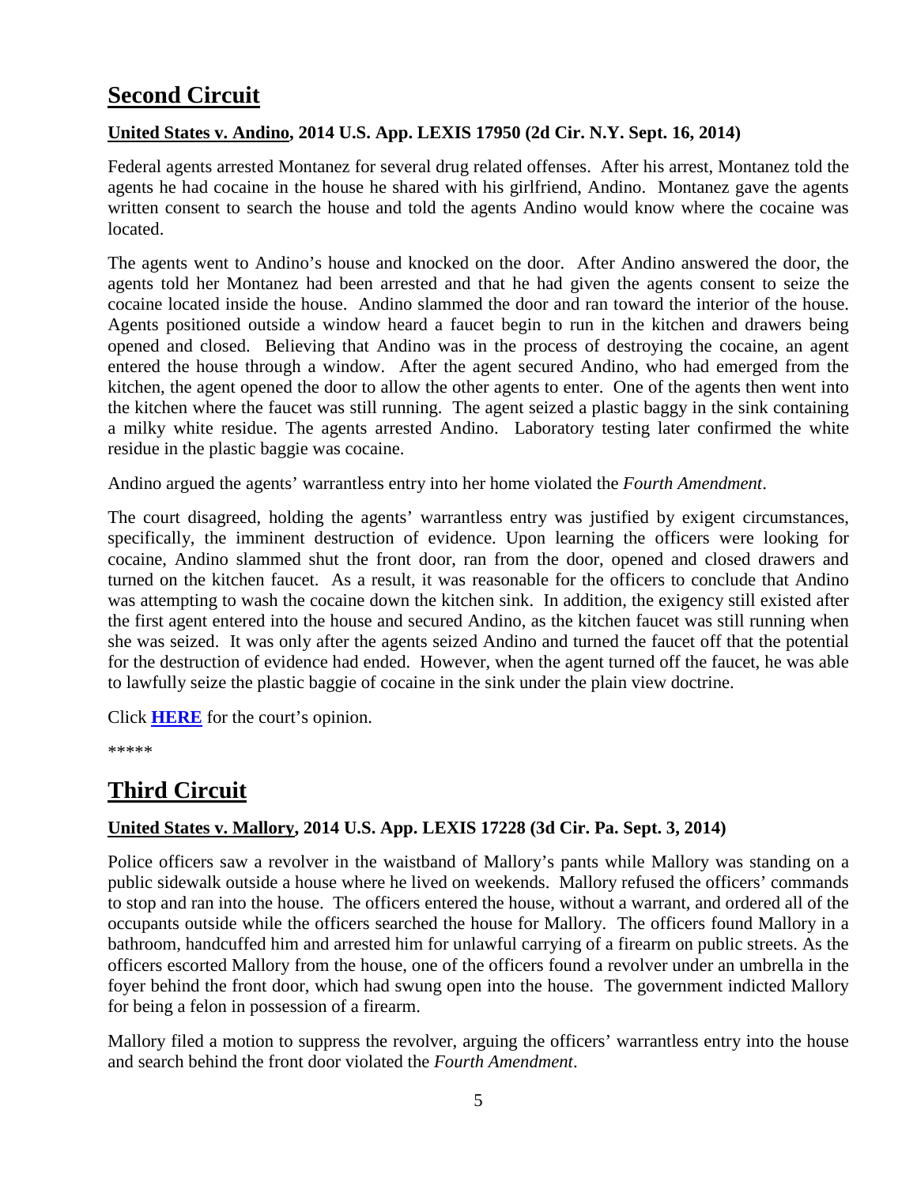## Second Circuit

### United States v. Andino, 2014 U.S. App. LEXIS 17950 (2d Cir. N.Y. Sept. 16, 2014)

Federal agents arrested Montanez for several drug related offenses. After his arrest, Montanez told the agents he had cocaine in the house he shared with his girlfriend, Andino. Montanez gave the agents written consent to search the house and told the agents Andino would know where the cocaine was located.

The agents went to Andino's house and knocked on the door. After Andino answered the door, the agents told her Montanez had been arrested and that he had given the agents consent to seize the cocaine located inside the house. Andino slammed the door and ran toward the interior of the house. Agents positioned outside a window heard a faucet begin to run in the kitchen and drawers being opened and closed. Believing that Andino was in the process of destroying the cocaine, an agent entered the house through a window. After the agent secured Andino, who had emerged from the kitchen, the agent opened the door to allow the other agents to enter. One of the agents then went into the kitchen where the faucet was still running. The agent seized a plastic baggy in the sink containing a milky white residue. The agents arrested Andino. Laboratory testing later confirmed the white residue in the plastic baggie was cocaine.

Andino argued the agents' warrantless entry into her home violated the *Fourth Amendment*.

The court disagreed, holding the agents' warrantless entry was justified by exigent circumstances, specifically, the imminent destruction of evidence. Upon learning the officers were looking for cocaine, Andino slammed shut the front door, ran from the door, opened and closed drawers and turned on the kitchen faucet. As a result, it was reasonable for the officers to conclude that Andino was attempting to wash the cocaine down the kitchen sink. In addition, the exigency still existed after the first agent entered into the house and secured Andino, as the kitchen faucet was still running when she was seized. It was only after the agents seized Andino and turned the faucet off that the potential for the destruction of evidence had ended. However, when the agent turned off the faucet, he was able to lawfully seize the plastic baggie of cocaine in the sink under the plain view doctrine.

Click **HERE** for the court's opinion.

*****

## Third Circuit

### United States v. Mallory, 2014 U.S. App. LEXIS 17228 (3d Cir. Pa. Sept. 3, 2014)

Police officers saw a revolver in the waistband of Mallory's pants while Mallory was standing on a public sidewalk outside a house where he lived on weekends. Mallory refused the officers' commands to stop and ran into the house. The officers entered the house, without a warrant, and ordered all of the occupants outside while the officers searched the house for Mallory. The officers found Mallory in a bathroom, handcuffed him and arrested him for unlawful carrying of a firearm on public streets. As the officers escorted Mallory from the house, one of the officers found a revolver under an umbrella in the foyer behind the front door, which had swung open into the house. The government indicted Mallory for being a felon in possession of a firearm.

Mallory filed a motion to suppress the revolver, arguing the officers' warrantless entry into the house and search behind the front door violated the *Fourth Amendment*.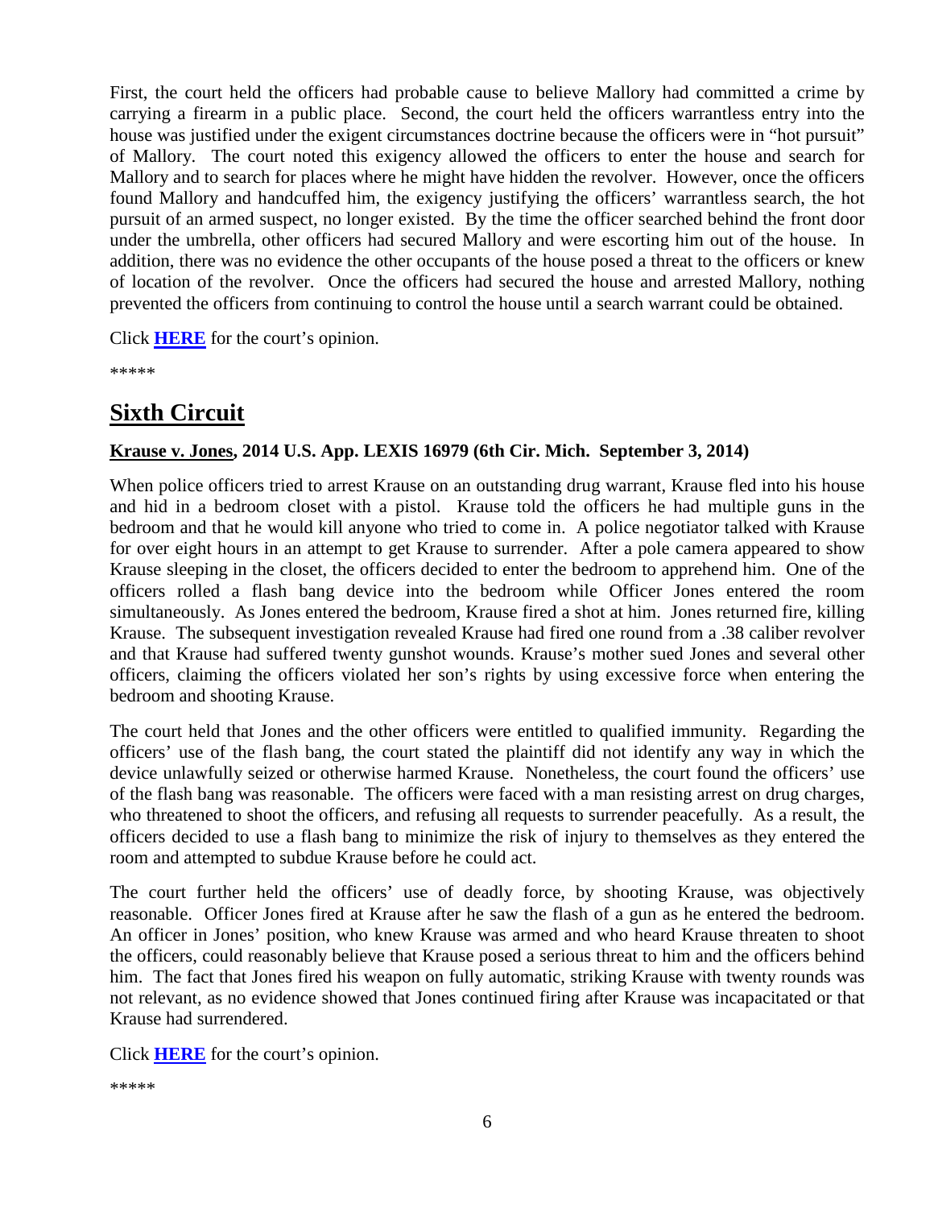First, the court held the officers had probable cause to believe Mallory had committed a crime by carrying a firearm in a public place. Second, the court held the officers warrantless entry into the house was justified under the exigent circumstances doctrine because the officers were in "hot pursuit" of Mallory. The court noted this exigency allowed the officers to enter the house and search for Mallory and to search for places where he might have hidden the revolver. However, once the officers found Mallory and handcuffed him, the exigency justifying the officers' warrantless search, the hot pursuit of an armed suspect, no longer existed. By the time the officer searched behind the front door under the umbrella, other officers had secured Mallory and were escorting him out of the house. In addition, there was no evidence the other occupants of the house posed a threat to the officers or knew of location of the revolver. Once the officers had secured the house and arrested Mallory, nothing prevented the officers from continuing to control the house until a search warrant could be obtained.

Click **HERE** for the court's opinion.

*****

## Sixth Circuit

**Krause v. Jones, 2014 U.S. App. LEXIS 16979 (6th Cir. Mich. September 3, 2014)**

When police officers tried to arrest Krause on an outstanding drug warrant, Krause fled into his house and hid in a bedroom closet with a pistol. Krause told the officers he had multiple guns in the bedroom and that he would kill anyone who tried to come in. A police negotiator talked with Krause for over eight hours in an attempt to get Krause to surrender. After a pole camera appeared to show Krause sleeping in the closet, the officers decided to enter the bedroom to apprehend him. One of the officers rolled a flash bang device into the bedroom while Officer Jones entered the room simultaneously. As Jones entered the bedroom, Krause fired a shot at him. Jones returned fire, killing Krause. The subsequent investigation revealed Krause had fired one round from a .38 caliber revolver and that Krause had suffered twenty gunshot wounds. Krause's mother sued Jones and several other officers, claiming the officers violated her son's rights by using excessive force when entering the bedroom and shooting Krause.

The court held that Jones and the other officers were entitled to qualified immunity. Regarding the officers' use of the flash bang, the court stated the plaintiff did not identify any way in which the device unlawfully seized or otherwise harmed Krause. Nonetheless, the court found the officers' use of the flash bang was reasonable. The officers were faced with a man resisting arrest on drug charges, who threatened to shoot the officers, and refusing all requests to surrender peacefully. As a result, the officers decided to use a flash bang to minimize the risk of injury to themselves as they entered the room and attempted to subdue Krause before he could act.

The court further held the officers' use of deadly force, by shooting Krause, was objectively reasonable. Officer Jones fired at Krause after he saw the flash of a gun as he entered the bedroom. An officer in Jones' position, who knew Krause was armed and who heard Krause threaten to shoot the officers, could reasonably believe that Krause posed a serious threat to him and the officers behind him. The fact that Jones fired his weapon on fully automatic, striking Krause with twenty rounds was not relevant, as no evidence showed that Jones continued firing after Krause was incapacitated or that Krause had surrendered.

Click **HERE** for the court's opinion.

*****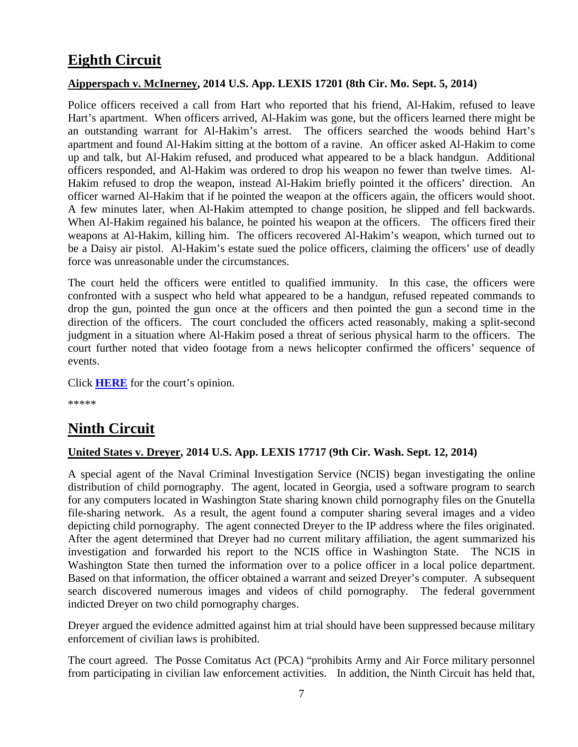## Eighth Circuit

**Aipperspach v. McInerney, 2014 U.S. App. LEXIS 17201 (8th Cir. Mo. Sept. 5, 2014)**

Police officers received a call from Hart who reported that his friend, Al-Hakim, refused to leave Hart's apartment. When officers arrived, Al-Hakim was gone, but the officers learned there might be an outstanding warrant for Al-Hakim's arrest. The officers searched the woods behind Hart's apartment and found Al-Hakim sitting at the bottom of a ravine. An officer asked Al-Hakim to come up and talk, but Al-Hakim refused, and produced what appeared to be a black handgun. Additional officers responded, and Al-Hakim was ordered to drop his weapon no fewer than twelve times. Al-Hakim refused to drop the weapon, instead Al-Hakim briefly pointed it the officers' direction. An officer warned Al-Hakim that if he pointed the weapon at the officers again, the officers would shoot. A few minutes later, when Al-Hakim attempted to change position, he slipped and fell backwards. When Al-Hakim regained his balance, he pointed his weapon at the officers. The officers fired their weapons at Al-Hakim, killing him. The officers recovered Al-Hakim's weapon, which turned out to be a Daisy air pistol. Al-Hakim's estate sued the police officers, claiming the officers' use of deadly force was unreasonable under the circumstances.

The court held the officers were entitled to qualified immunity. In this case, the officers were confronted with a suspect who held what appeared to be a handgun, refused repeated commands to drop the gun, pointed the gun once at the officers and then pointed the gun a second time in the direction of the officers. The court concluded the officers acted reasonably, making a split-second judgment in a situation where Al-Hakim posed a threat of serious physical harm to the officers. The court further noted that video footage from a news helicopter confirmed the officers' sequence of events.

Click **HERE** for the court's opinion.

*****

## Ninth Circuit

**United States v. Dreyer, 2014 U.S. App. LEXIS 17717 (9th Cir. Wash. Sept. 12, 2014)**

A special agent of the Naval Criminal Investigation Service (NCIS) began investigating the online distribution of child pornography. The agent, located in Georgia, used a software program to search for any computers located in Washington State sharing known child pornography files on the Gnutella file-sharing network. As a result, the agent found a computer sharing several images and a video depicting child pornography. The agent connected Dreyer to the IP address where the files originated. After the agent determined that Dreyer had no current military affiliation, the agent summarized his investigation and forwarded his report to the NCIS office in Washington State. The NCIS in Washington State then turned the information over to a police officer in a local police department. Based on that information, the officer obtained a warrant and seized Dreyer's computer. A subsequent search discovered numerous images and videos of child pornography. The federal government indicted Dreyer on two child pornography charges.

Dreyer argued the evidence admitted against him at trial should have been suppressed because military enforcement of civilian laws is prohibited.

The court agreed. The Posse Comitatus Act (PCA) "prohibits Army and Air Force military personnel from participating in civilian law enforcement activities. In addition, the Ninth Circuit has held that,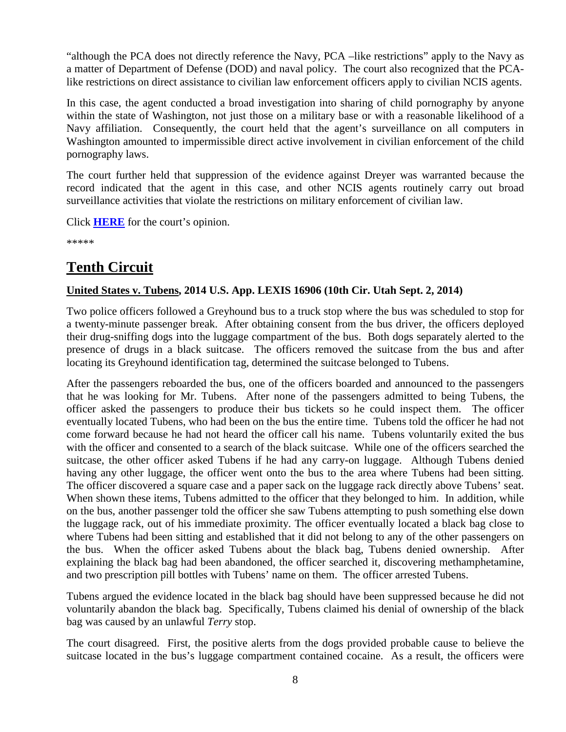"although the PCA does not directly reference the Navy, PCA –like restrictions" apply to the Navy as a matter of Department of Defense (DOD) and naval policy. The court also recognized that the PCA-like restrictions on direct assistance to civilian law enforcement officers apply to civilian NCIS agents.

In this case, the agent conducted a broad investigation into sharing of child pornography by anyone within the state of Washington, not just those on a military base or with a reasonable likelihood of a Navy affiliation. Consequently, the court held that the agent's surveillance on all computers in Washington amounted to impermissible direct active involvement in civilian enforcement of the child pornography laws.

The court further held that suppression of the evidence against Dreyer was warranted because the record indicated that the agent in this case, and other NCIS agents routinely carry out broad surveillance activities that violate the restrictions on military enforcement of civilian law.

Click **HERE** for the court's opinion.

*****

## Tenth Circuit

### United States v. Tubens, 2014 U.S. App. LEXIS 16906 (10th Cir. Utah Sept. 2, 2014)

Two police officers followed a Greyhound bus to a truck stop where the bus was scheduled to stop for a twenty-minute passenger break. After obtaining consent from the bus driver, the officers deployed their drug-sniffing dogs into the luggage compartment of the bus. Both dogs separately alerted to the presence of drugs in a black suitcase. The officers removed the suitcase from the bus and after locating its Greyhound identification tag, determined the suitcase belonged to Tubens.

After the passengers reboarded the bus, one of the officers boarded and announced to the passengers that he was looking for Mr. Tubens. After none of the passengers admitted to being Tubens, the officer asked the passengers to produce their bus tickets so he could inspect them. The officer eventually located Tubens, who had been on the bus the entire time. Tubens told the officer he had not come forward because he had not heard the officer call his name. Tubens voluntarily exited the bus with the officer and consented to a search of the black suitcase. While one of the officers searched the suitcase, the other officer asked Tubens if he had any carry-on luggage. Although Tubens denied having any other luggage, the officer went onto the bus to the area where Tubens had been sitting. The officer discovered a square case and a paper sack on the luggage rack directly above Tubens' seat. When shown these items, Tubens admitted to the officer that they belonged to him. In addition, while on the bus, another passenger told the officer she saw Tubens attempting to push something else down the luggage rack, out of his immediate proximity. The officer eventually located a black bag close to where Tubens had been sitting and established that it did not belong to any of the other passengers on the bus. When the officer asked Tubens about the black bag, Tubens denied ownership. After explaining the black bag had been abandoned, the officer searched it, discovering methamphetamine, and two prescription pill bottles with Tubens' name on them. The officer arrested Tubens.

Tubens argued the evidence located in the black bag should have been suppressed because he did not voluntarily abandon the black bag. Specifically, Tubens claimed his denial of ownership of the black bag was caused by an unlawful *Terry* stop.

The court disagreed. First, the positive alerts from the dogs provided probable cause to believe the suitcase located in the bus's luggage compartment contained cocaine. As a result, the officers were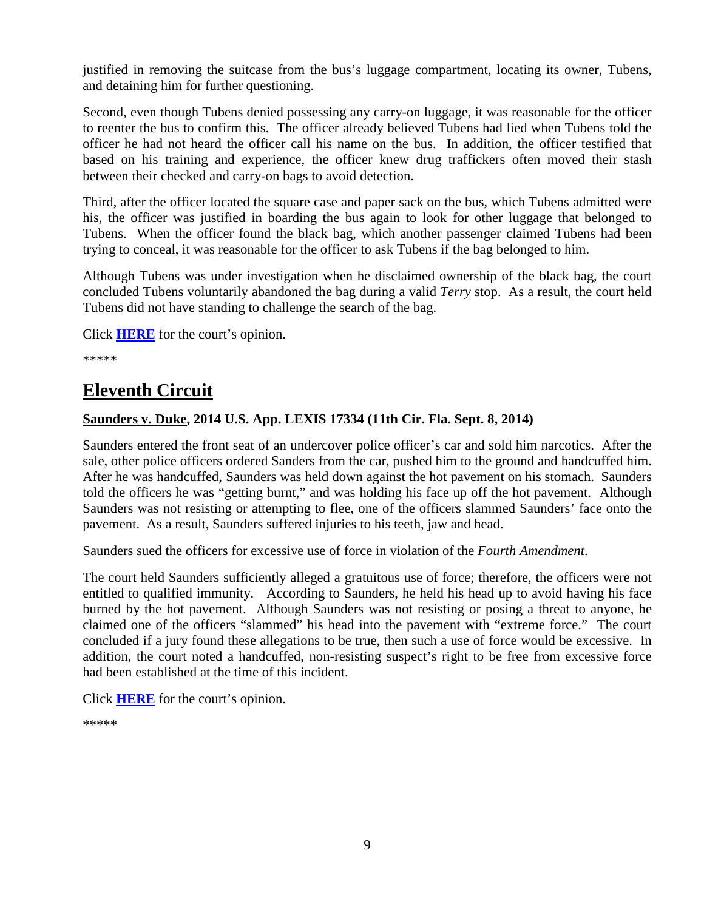justified in removing the suitcase from the bus's luggage compartment, locating its owner, Tubens, and detaining him for further questioning.

Second, even though Tubens denied possessing any carry-on luggage, it was reasonable for the officer to reenter the bus to confirm this. The officer already believed Tubens had lied when Tubens told the officer he had not heard the officer call his name on the bus. In addition, the officer testified that based on his training and experience, the officer knew drug traffickers often moved their stash between their checked and carry-on bags to avoid detection.

Third, after the officer located the square case and paper sack on the bus, which Tubens admitted were his, the officer was justified in boarding the bus again to look for other luggage that belonged to Tubens. When the officer found the black bag, which another passenger claimed Tubens had been trying to conceal, it was reasonable for the officer to ask Tubens if the bag belonged to him.

Although Tubens was under investigation when he disclaimed ownership of the black bag, the court concluded Tubens voluntarily abandoned the bag during a valid *Terry* stop. As a result, the court held Tubens did not have standing to challenge the search of the bag.

Click **HERE** for the court's opinion.

*****

# Eleventh Circuit

**Saunders v. Duke, 2014 U.S. App. LEXIS 17334 (11th Cir. Fla. Sept. 8, 2014)**

Saunders entered the front seat of an undercover police officer's car and sold him narcotics. After the sale, other police officers ordered Sanders from the car, pushed him to the ground and handcuffed him. After he was handcuffed, Saunders was held down against the hot pavement on his stomach. Saunders told the officers he was "getting burnt," and was holding his face up off the hot pavement. Although Saunders was not resisting or attempting to flee, one of the officers slammed Saunders' face onto the pavement. As a result, Saunders suffered injuries to his teeth, jaw and head.

Saunders sued the officers for excessive use of force in violation of the *Fourth Amendment*.

The court held Saunders sufficiently alleged a gratuitous use of force; therefore, the officers were not entitled to qualified immunity. According to Saunders, he held his head up to avoid having his face burned by the hot pavement. Although Saunders was not resisting or posing a threat to anyone, he claimed one of the officers "slammed" his head into the pavement with "extreme force." The court concluded if a jury found these allegations to be true, then such a use of force would be excessive. In addition, the court noted a handcuffed, non-resisting suspect's right to be free from excessive force had been established at the time of this incident.

Click **HERE** for the court's opinion.

*****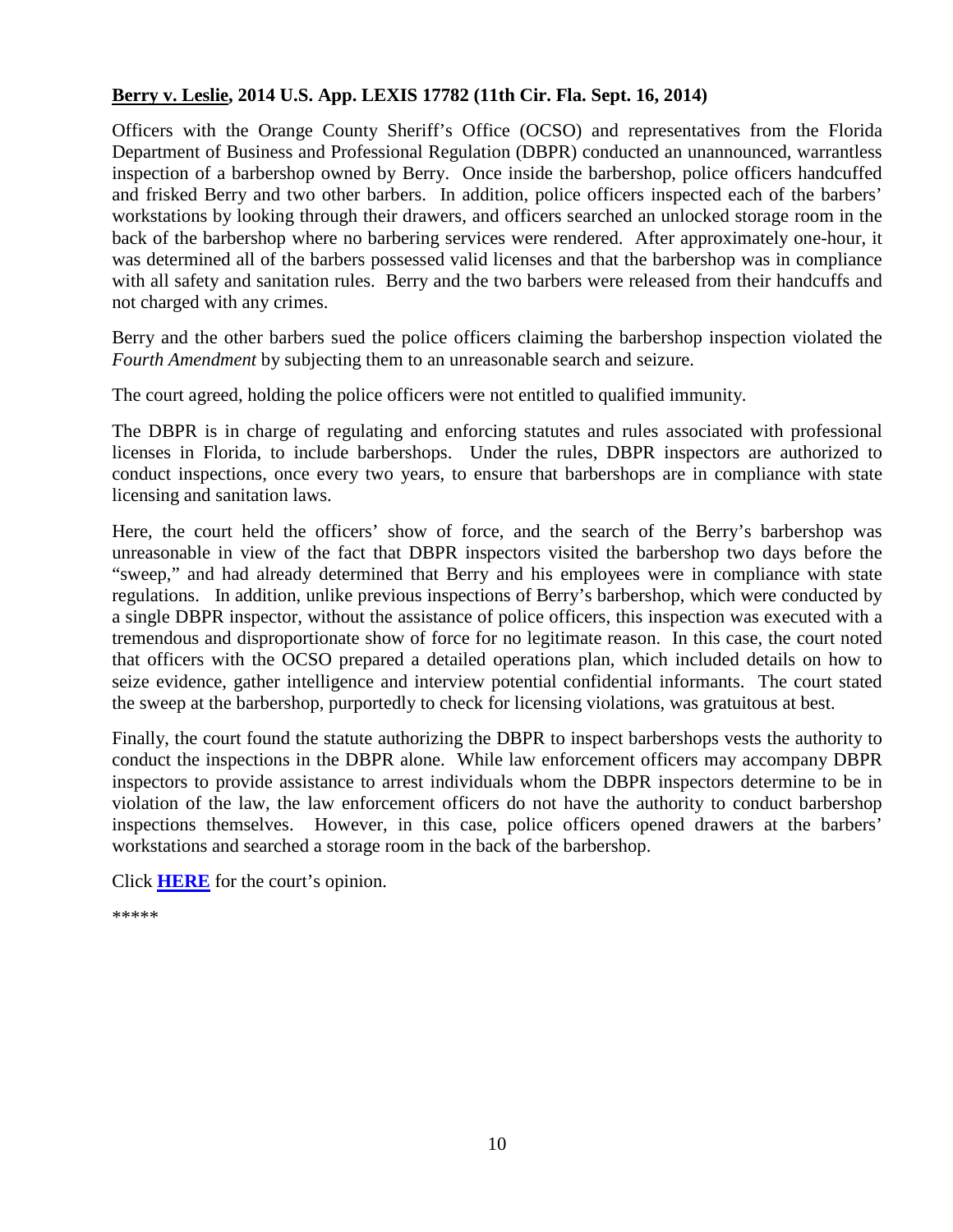**Berry v. Leslie, 2014 U.S. App. LEXIS 17782 (11th Cir. Fla. Sept. 16, 2014)**

Officers with the Orange County Sheriff's Office (OCSO) and representatives from the Florida Department of Business and Professional Regulation (DBPR) conducted an unannounced, warrantless inspection of a barbershop owned by Berry. Once inside the barbershop, police officers handcuffed and frisked Berry and two other barbers. In addition, police officers inspected each of the barbers' workstations by looking through their drawers, and officers searched an unlocked storage room in the back of the barbershop where no barbering services were rendered. After approximately one-hour, it was determined all of the barbers possessed valid licenses and that the barbershop was in compliance with all safety and sanitation rules. Berry and the two barbers were released from their handcuffs and not charged with any crimes.

Berry and the other barbers sued the police officers claiming the barbershop inspection violated the *Fourth Amendment* by subjecting them to an unreasonable search and seizure.

The court agreed, holding the police officers were not entitled to qualified immunity.

The DBPR is in charge of regulating and enforcing statutes and rules associated with professional licenses in Florida, to include barbershops. Under the rules, DBPR inspectors are authorized to conduct inspections, once every two years, to ensure that barbershops are in compliance with state licensing and sanitation laws.

Here, the court held the officers' show of force, and the search of the Berry's barbershop was unreasonable in view of the fact that DBPR inspectors visited the barbershop two days before the "sweep," and had already determined that Berry and his employees were in compliance with state regulations. In addition, unlike previous inspections of Berry's barbershop, which were conducted by a single DBPR inspector, without the assistance of police officers, this inspection was executed with a tremendous and disproportionate show of force for no legitimate reason. In this case, the court noted that officers with the OCSO prepared a detailed operations plan, which included details on how to seize evidence, gather intelligence and interview potential confidential informants. The court stated the sweep at the barbershop, purportedly to check for licensing violations, was gratuitous at best.

Finally, the court found the statute authorizing the DBPR to inspect barbershops vests the authority to conduct the inspections in the DBPR alone. While law enforcement officers may accompany DBPR inspectors to provide assistance to arrest individuals whom the DBPR inspectors determine to be in violation of the law, the law enforcement officers do not have the authority to conduct barbershop inspections themselves. However, in this case, police officers opened drawers at the barbers' workstations and searched a storage room in the back of the barbershop.

Click **HERE** for the court's opinion.

*****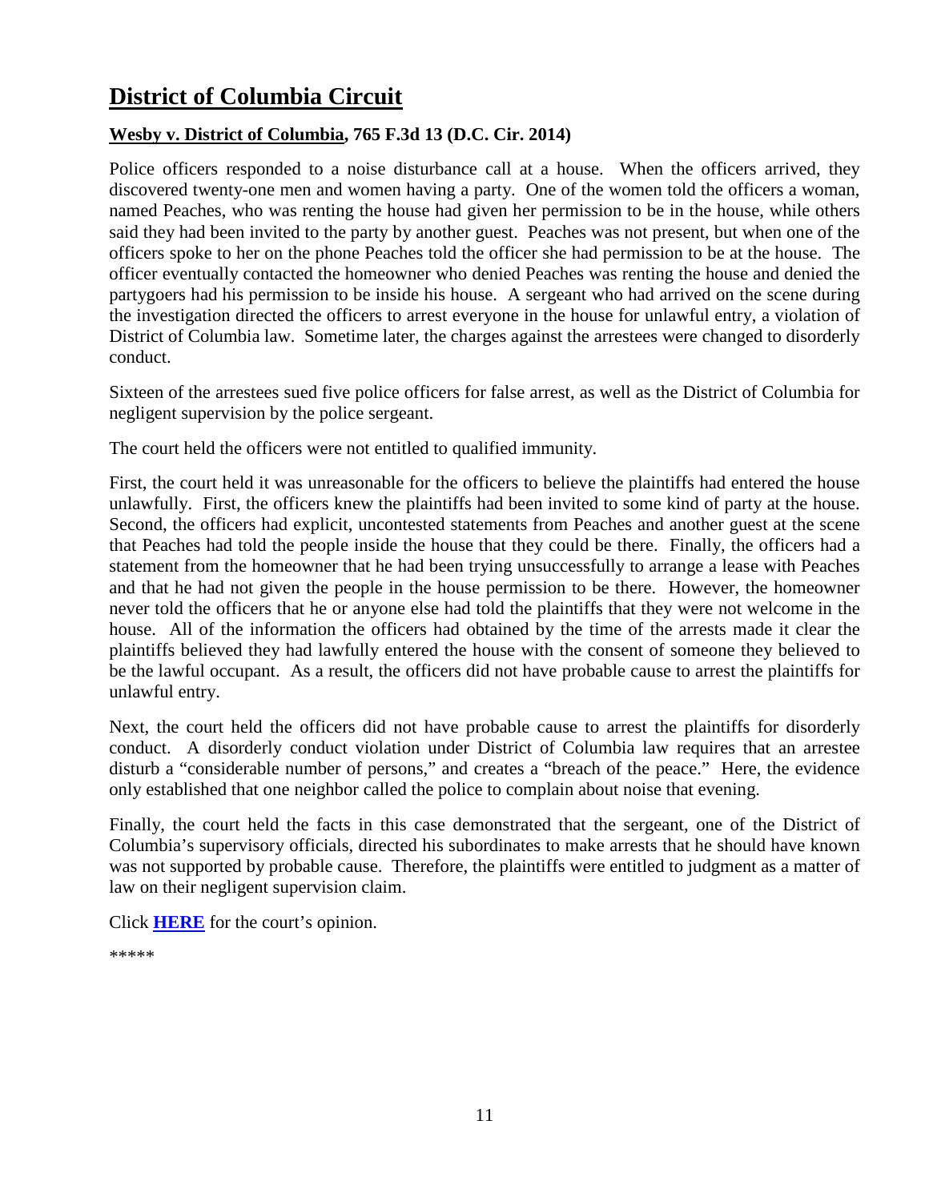# District of Columbia Circuit

**Wesby v. District of Columbia, 765 F.3d 13 (D.C. Cir. 2014)**

Police officers responded to a noise disturbance call at a house. When the officers arrived, they discovered twenty-one men and women having a party. One of the women told the officers a woman, named Peaches, who was renting the house had given her permission to be in the house, while others said they had been invited to the party by another guest. Peaches was not present, but when one of the officers spoke to her on the phone Peaches told the officer she had permission to be at the house. The officer eventually contacted the homeowner who denied Peaches was renting the house and denied the partygoers had his permission to be inside his house. A sergeant who had arrived on the scene during the investigation directed the officers to arrest everyone in the house for unlawful entry, a violation of District of Columbia law. Sometime later, the charges against the arrestees were changed to disorderly conduct.

Sixteen of the arrestees sued five police officers for false arrest, as well as the District of Columbia for negligent supervision by the police sergeant.

The court held the officers were not entitled to qualified immunity.

First, the court held it was unreasonable for the officers to believe the plaintiffs had entered the house unlawfully. First, the officers knew the plaintiffs had been invited to some kind of party at the house. Second, the officers had explicit, uncontested statements from Peaches and another guest at the scene that Peaches had told the people inside the house that they could be there. Finally, the officers had a statement from the homeowner that he had been trying unsuccessfully to arrange a lease with Peaches and that he had not given the people in the house permission to be there. However, the homeowner never told the officers that he or anyone else had told the plaintiffs that they were not welcome in the house. All of the information the officers had obtained by the time of the arrests made it clear the plaintiffs believed they had lawfully entered the house with the consent of someone they believed to be the lawful occupant. As a result, the officers did not have probable cause to arrest the plaintiffs for unlawful entry.

Next, the court held the officers did not have probable cause to arrest the plaintiffs for disorderly conduct. A disorderly conduct violation under District of Columbia law requires that an arrestee disturb a "considerable number of persons," and creates a "breach of the peace." Here, the evidence only established that one neighbor called the police to complain about noise that evening.

Finally, the court held the facts in this case demonstrated that the sergeant, one of the District of Columbia's supervisory officials, directed his subordinates to make arrests that he should have known was not supported by probable cause. Therefore, the plaintiffs were entitled to judgment as a matter of law on their negligent supervision claim.

Click **HERE** for the court's opinion.

*****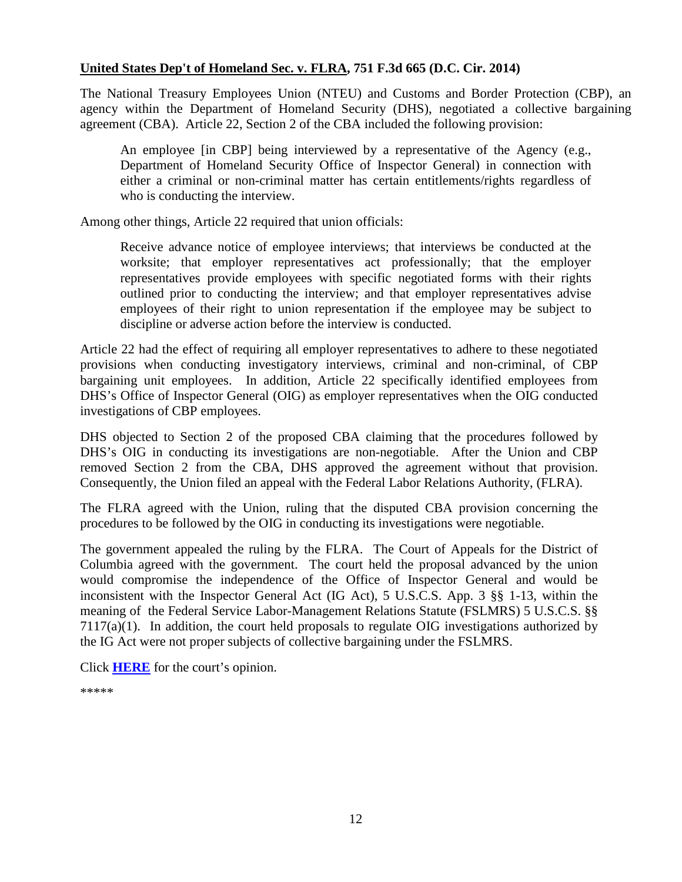**<u>United States Dep't of Homeland Sec. v. FLRA</u>, 751 F.3d 665 (D.C. Cir. 2014)**

The National Treasury Employees Union (NTEU) and Customs and Border Protection (CBP), an agency within the Department of Homeland Security (DHS), negotiated a collective bargaining agreement (CBA). Article 22, Section 2 of the CBA included the following provision:

> An employee [in CBP] being interviewed by a representative of the Agency (e.g., Department of Homeland Security Office of Inspector General) in connection with either a criminal or non-criminal matter has certain entitlements/rights regardless of who is conducting the interview.

Among other things, Article 22 required that union officials:

> Receive advance notice of employee interviews; that interviews be conducted at the worksite; that employer representatives act professionally; that the employer representatives provide employees with specific negotiated forms with their rights outlined prior to conducting the interview; and that employer representatives advise employees of their right to union representation if the employee may be subject to discipline or adverse action before the interview is conducted.

Article 22 had the effect of requiring all employer representatives to adhere to these negotiated provisions when conducting investigatory interviews, criminal and non-criminal, of CBP bargaining unit employees. In addition, Article 22 specifically identified employees from DHS's Office of Inspector General (OIG) as employer representatives when the OIG conducted investigations of CBP employees.

DHS objected to Section 2 of the proposed CBA claiming that the procedures followed by DHS's OIG in conducting its investigations are non-negotiable. After the Union and CBP removed Section 2 from the CBA, DHS approved the agreement without that provision. Consequently, the Union filed an appeal with the Federal Labor Relations Authority, (FLRA).

The FLRA agreed with the Union, ruling that the disputed CBA provision concerning the procedures to be followed by the OIG in conducting its investigations were negotiable.

The government appealed the ruling by the FLRA. The Court of Appeals for the District of Columbia agreed with the government. The court held the proposal advanced by the union would compromise the independence of the Office of Inspector General and would be inconsistent with the Inspector General Act (IG Act), 5 U.S.C.S. App. 3 §§ 1-13, within the meaning of the Federal Service Labor-Management Relations Statute (FSLMRS) 5 U.S.C.S. §§ 7117(a)(1). In addition, the court held proposals to regulate OIG investigations authorized by the IG Act were not proper subjects of collective bargaining under the FSLMRS.

Click **HERE** for the court's opinion.

*****